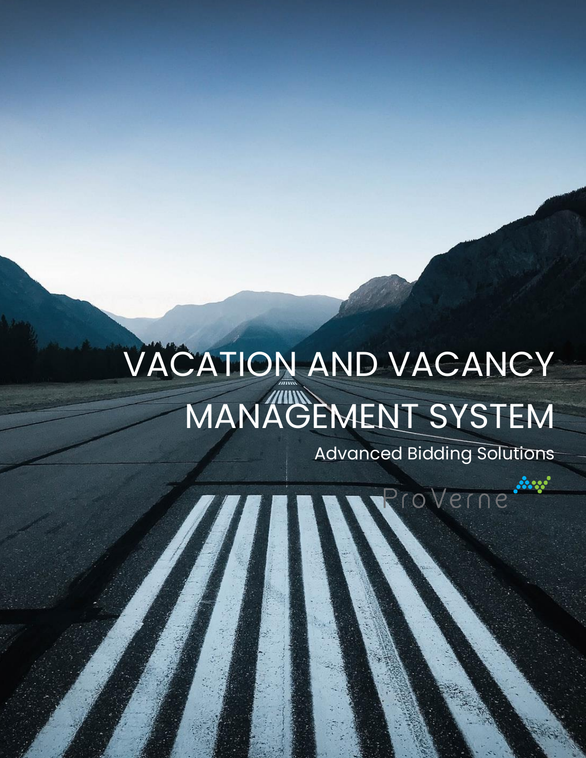# VACATION AND VACANCY MANAGEMENT SYSTEM

Advanced Bidding Solutions

ProVerne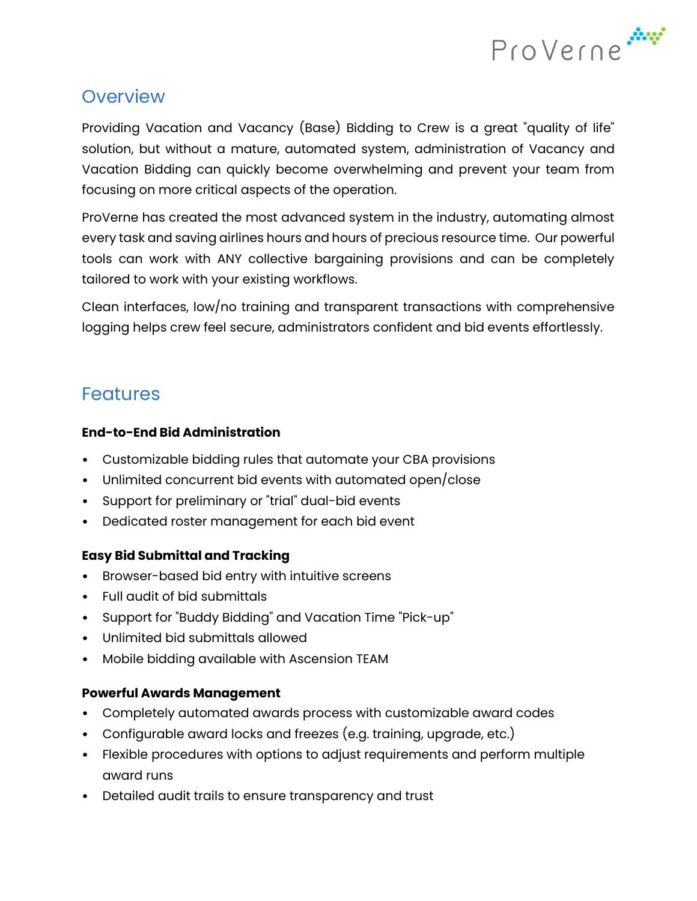## Overview

Providing Vacation and Vacancy (Base) Bidding to Crew is a great "quality of life" solution, but without a mature, automated system, administration of Vacancy and Vacation Bidding can quickly become overwhelming and prevent your team from focusing on more critical aspects of the operation.

ProVerne has created the most advanced system in the industry, automating almost every task and saving airlines hours and hours of precious resource time. Our powerful tools can work with ANY collective bargaining provisions and can be completely tailored to work with your existing workflows.

Clean interfaces, low/no training and transparent transactions with comprehensive logging helps crew feel secure, administrators confident and bid events effortlessly.

## Features

**End-to-End Bid Administration**

- Customizable bidding rules that automate your CBA provisions
- Unlimited concurrent bid events with automated open/close
- Support for preliminary or "trial" dual-bid events
- Dedicated roster management for each bid event

**Easy Bid Submittal and Tracking**

- Browser-based bid entry with intuitive screens
- Full audit of bid submittals
- Support for "Buddy Bidding" and Vacation Time "Pick-up"
- Unlimited bid submittals allowed
- Mobile bidding available with Ascension TEAM

**Powerful Awards Management**

- Completely automated awards process with customizable award codes
- Configurable award locks and freezes (e.g. training, upgrade, etc.)
- Flexible procedures with options to adjust requirements and perform multiple award runs
- Detailed audit trails to ensure transparency and trust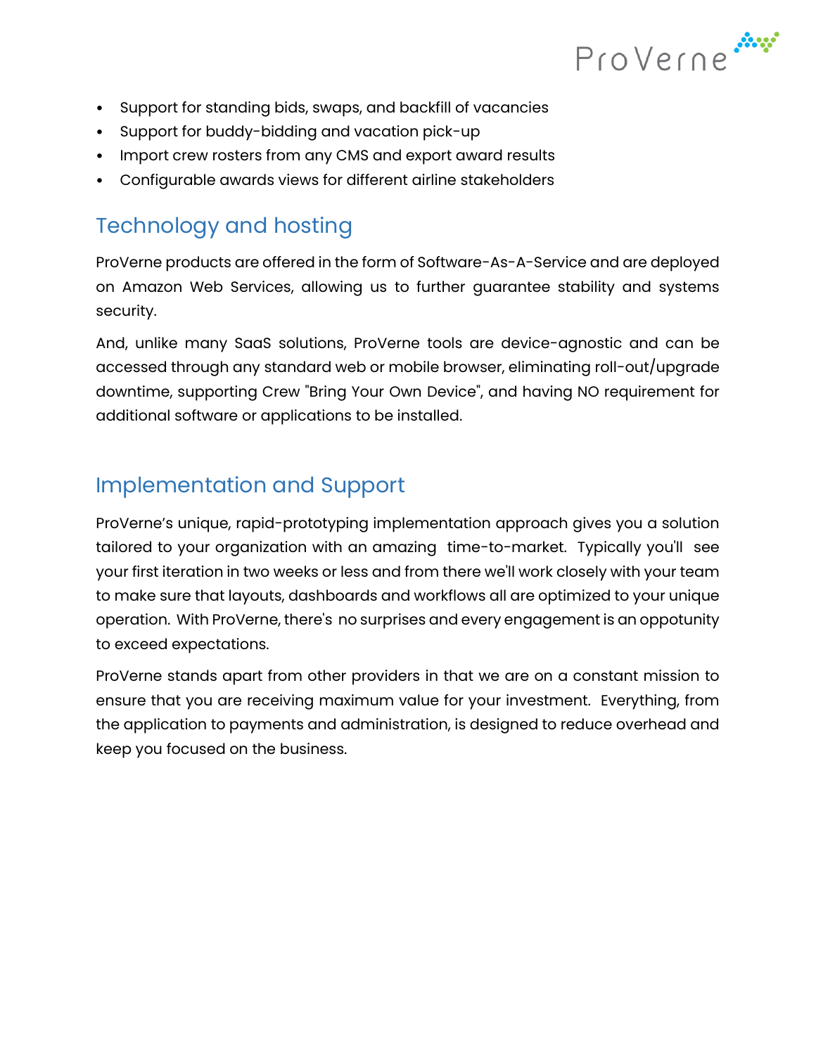- Support for standing bids, swaps, and backfill of vacancies
- Support for buddy-bidding and vacation pick-up
- Import crew rosters from any CMS and export award results
- Configurable awards views for different airline stakeholders

## Technology and hosting

ProVerne products are offered in the form of Software-As-A-Service and are deployed on Amazon Web Services, allowing us to further guarantee stability and systems security.

And, unlike many SaaS solutions, ProVerne tools are device-agnostic and can be accessed through any standard web or mobile browser, eliminating roll-out/upgrade downtime, supporting Crew "Bring Your Own Device", and having NO requirement for additional software or applications to be installed.

## Implementation and Support

ProVerne's unique, rapid-prototyping implementation approach gives you a solution tailored to your organization with an amazing time-to-market. Typically you'll see your first iteration in two weeks or less and from there we'll work closely with your team to make sure that layouts, dashboards and workflows all are optimized to your unique operation. With ProVerne, there's no surprises and every engagement is an oppotunity to exceed expectations.

ProVerne stands apart from other providers in that we are on a constant mission to ensure that you are receiving maximum value for your investment. Everything, from the application to payments and administration, is designed to reduce overhead and keep you focused on the business.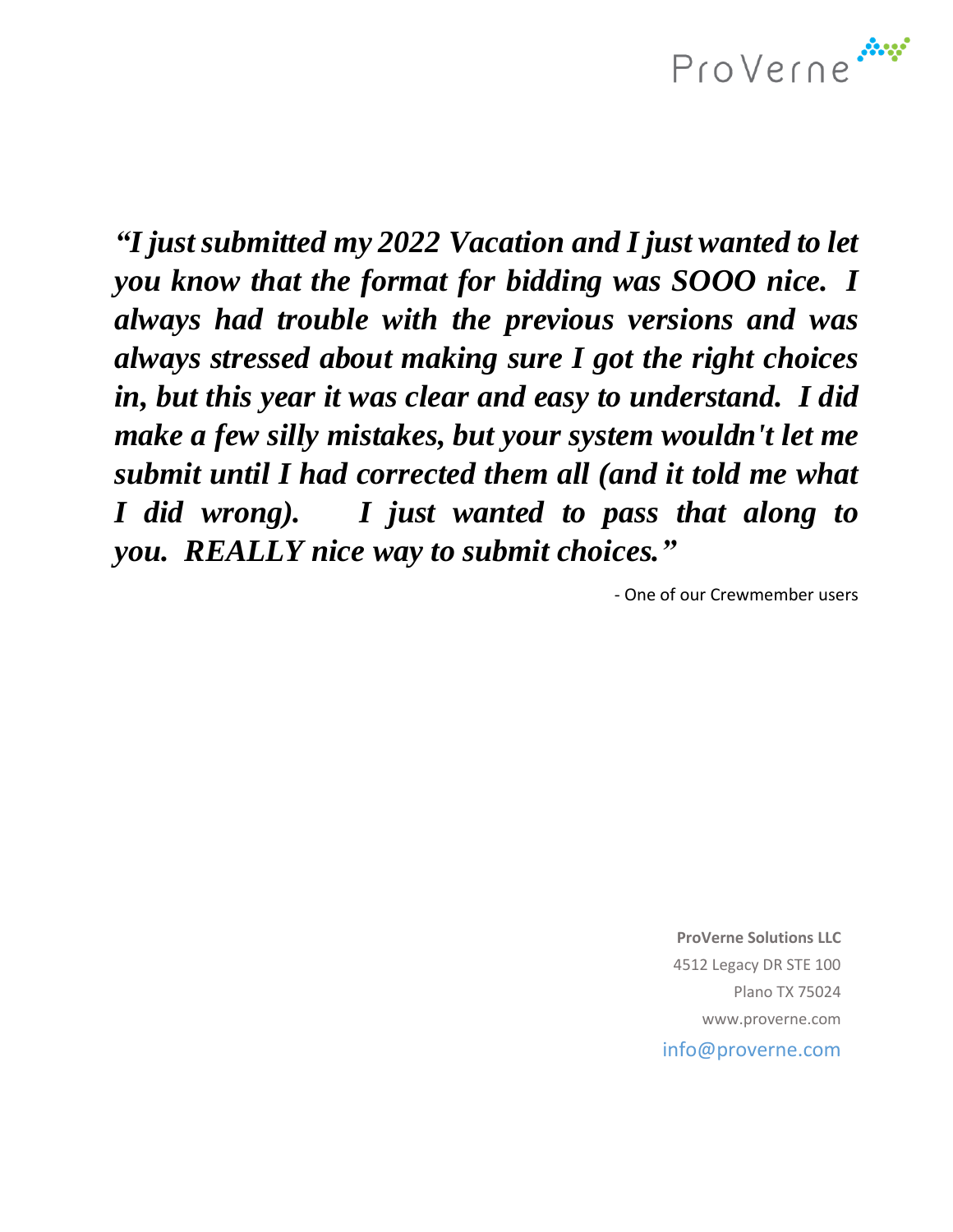***"I just submitted my 2022 Vacation and I just wanted to let you know that the format for bidding was SOOO nice.  I always had trouble with the previous versions and was always stressed about making sure I got the right choices in, but this year it was clear and easy to understand.  I did make a few silly mistakes, but your system wouldn't let me submit until I had corrected them all (and it told me what I did wrong).    I just wanted to pass that along to you.  REALLY nice way to submit choices."***

- One of our Crewmember users

**ProVerne Solutions LLC**
4512 Legacy DR STE 100
Plano TX 75024
www.proverne.com
info@proverne.com